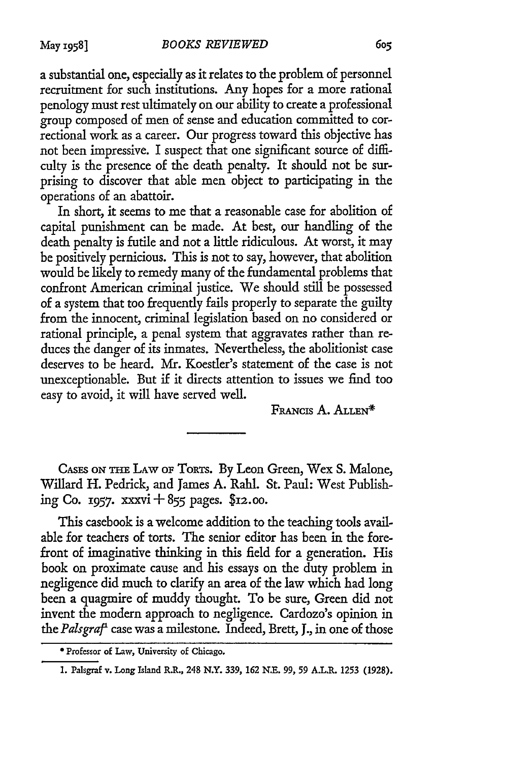a substantial one, especially as it relates to the problem of personnel recruitment for such institutions. Any hopes for a more rational penology must rest ultimately on our ability to create a professional group composed of men of sense and education committed to correctional work as a career. Our progress toward this objective has not been impressive. I suspect that one significant source of difficulty is the presence of the death penalty. It should not be surprising to discover that able men object to participating in the operations of an abattoir.

In short, it seems to me that a reasonable case for abolition of capital punishment can be made. At best, our handling of the death penalty is futile and not a little ridiculous. At worst, it may be positively pernicious. This is not to say, however, that abolition would be likely to remedy many of the fundamental problems that confront American criminal justice. We should still be possessed of a system that too frequently fails properly to separate the guilty from the innocent, criminal legislation based on no considered or rational principle, a penal system that aggravates rather than reduces the danger of its inmates. Nevertheless, the abolitionist case deserves to be heard. Mr. Koestler's statement of the case is not unexceptionable. But if it directs attention to issues we find too easy to avoid, it will have served well.

FRANCIS A. ALLEN*

---

CASES ON THE LAW OF TORTS. By Leon Green, Wex S. Malone, Willard H. Pedrick, and James A. Rahl. St. Paul: West Publishing Co. 1957. xxxvi + 855 pages. $12.00.

This casebook is a welcome addition to the teaching tools available for teachers of torts. The senior editor has been in the forefront of imaginative thinking in this field for a generation. His book on proximate cause and his essays on the duty problem in negligence did much to clarify an area of the law which had long been a quagmire of muddy thought. To be sure, Green did not invent the modern approach to negligence. Cardozo's opinion in the *Palsgraf*[1] case was a milestone. Indeed, Brett, J., in one of those

---

* Professor of Law, University of Chicago.

1. Palsgraf v. Long Island R.R., 248 N.Y. 339, 162 N.E. 99, 59 A.L.R. 1253 (1928).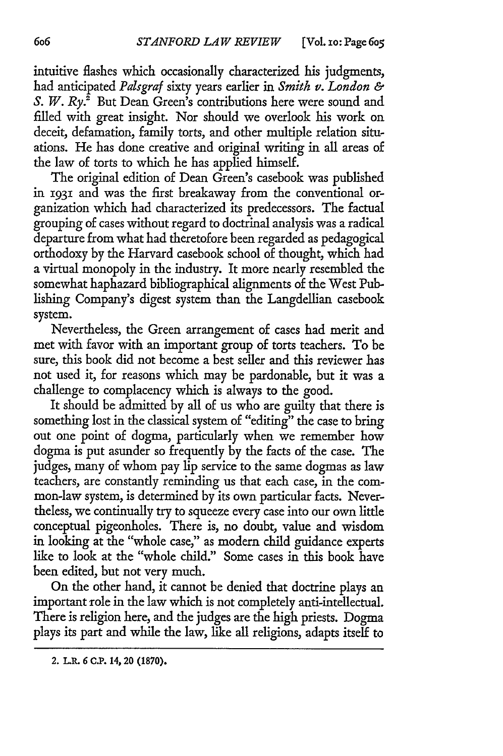intuitive flashes which occasionally characterized his judgments, had anticipated *Palsgraf* sixty years earlier in *Smith v. London & S. W. Ry.*[2] But Dean Green's contributions here were sound and filled with great insight. Nor should we overlook his work on deceit, defamation, family torts, and other multiple relation situations. He has done creative and original writing in all areas of the law of torts to which he has applied himself.

The original edition of Dean Green's casebook was published in 1931 and was the first breakaway from the conventional organization which had characterized its predecessors. The factual grouping of cases without regard to doctrinal analysis was a radical departure from what had theretofore been regarded as pedagogical orthodoxy by the Harvard casebook school of thought, which had a virtual monopoly in the industry. It more nearly resembled the somewhat haphazard bibliographical alignments of the West Publishing Company's digest system than the Langdellian casebook system.

Nevertheless, the Green arrangement of cases had merit and met with favor with an important group of torts teachers. To be sure, this book did not become a best seller and this reviewer has not used it, for reasons which may be pardonable, but it was a challenge to complacency which is always to the good.

It should be admitted by all of us who are guilty that there is something lost in the classical system of "editing" the case to bring out one point of dogma, particularly when we remember how dogma is put asunder so frequently by the facts of the case. The judges, many of whom pay lip service to the same dogmas as law teachers, are constantly reminding us that each case, in the common-law system, is determined by its own particular facts. Nevertheless, we continually try to squeeze every case into our own little conceptual pigeonholes. There is, no doubt, value and wisdom in looking at the "whole case," as modern child guidance experts like to look at the "whole child." Some cases in this book have been edited, but not very much.

On the other hand, it cannot be denied that doctrine plays an important role in the law which is not completely anti-intellectual. There is religion here, and the judges are the high priests. Dogma plays its part and while the law, like all religions, adapts itself to

2. L.R. 6 C.P. 14, 20 (1870).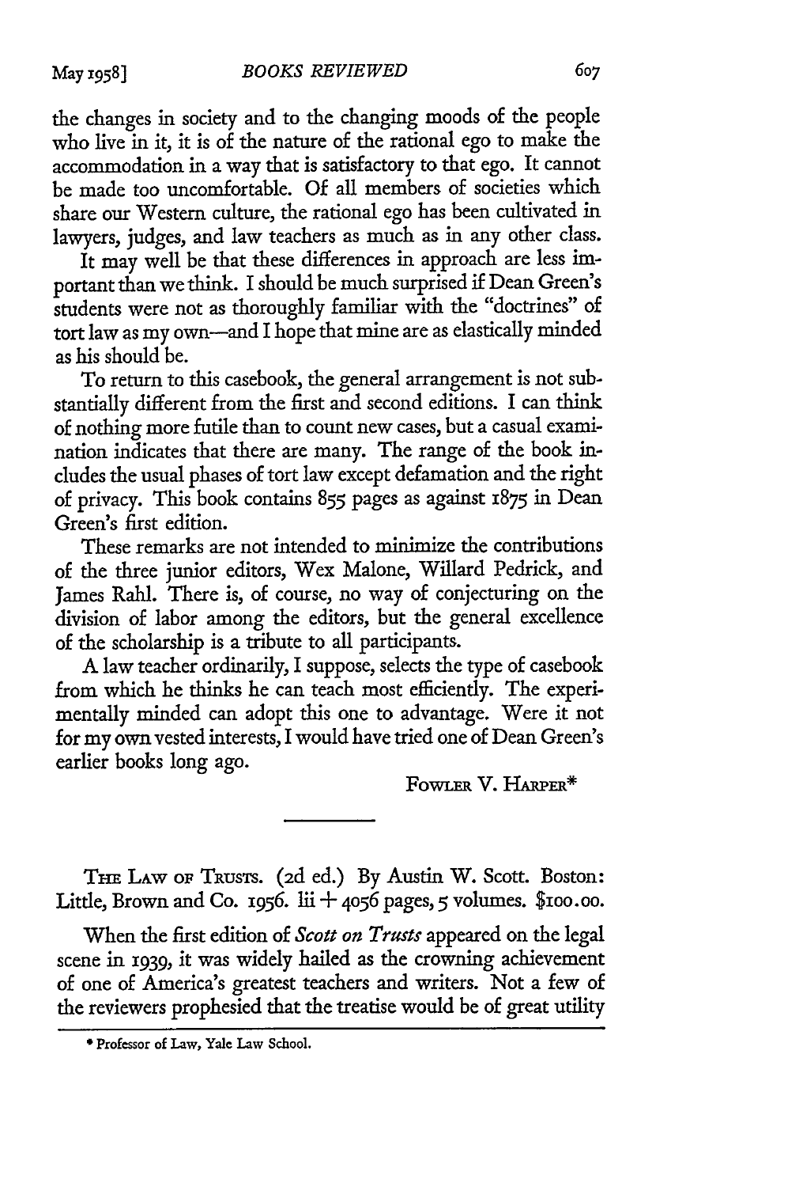the changes in society and to the changing moods of the people who live in it, it is of the nature of the rational ego to make the accommodation in a way that is satisfactory to that ego. It cannot be made too uncomfortable. Of all members of societies which share our Western culture, the rational ego has been cultivated in lawyers, judges, and law teachers as much as in any other class.

It may well be that these differences in approach are less important than we think. I should be much surprised if Dean Green's students were not as thoroughly familiar with the "doctrines" of tort law as my own—and I hope that mine are as elastically minded as his should be.

To return to this casebook, the general arrangement is not substantially different from the first and second editions. I can think of nothing more futile than to count new cases, but a casual examination indicates that there are many. The range of the book includes the usual phases of tort law except defamation and the right of privacy. This book contains 855 pages as against 1875 in Dean Green's first edition.

These remarks are not intended to minimize the contributions of the three junior editors, Wex Malone, Willard Pedrick, and James Rahl. There is, of course, no way of conjecturing on the division of labor among the editors, but the general excellence of the scholarship is a tribute to all participants.

A law teacher ordinarily, I suppose, selects the type of casebook from which he thinks he can teach most efficiently. The experimentally minded can adopt this one to advantage. Were it not for my own vested interests, I would have tried one of Dean Green's earlier books long ago.

FOWLER V. HARPER*

---

THE LAW OF TRUSTS. (2d ed.) By Austin W. Scott. Boston: Little, Brown and Co. 1956. lii + 4056 pages, 5 volumes. $100.00.

When the first edition of *Scott on Trusts* appeared on the legal scene in 1939, it was widely hailed as the crowning achievement of one of America's greatest teachers and writers. Not a few of the reviewers prophesied that the treatise would be of great utility

\* Professor of Law, Yale Law School.